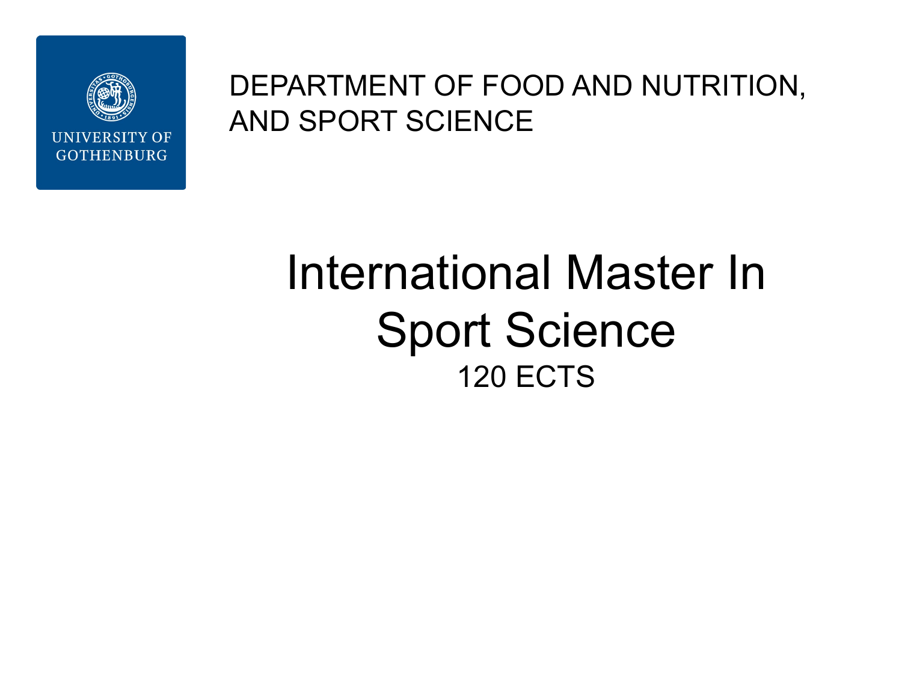UNIVERSITY OF GOTHENBURG

DEPARTMENT OF FOOD AND NUTRITION, AND SPORT SCIENCE

# International Master In Sport Science

120 ECTS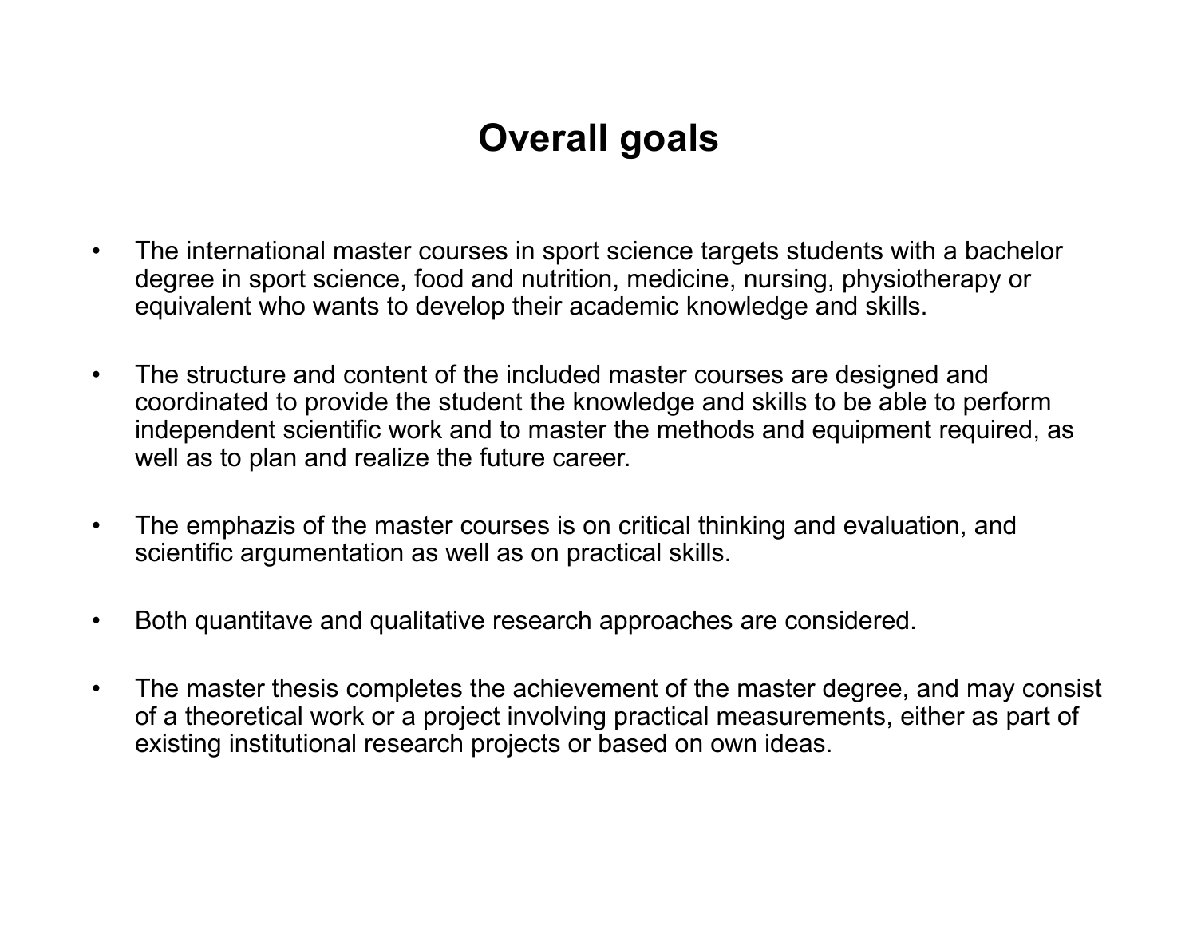# Overall goals

- The international master courses in sport science targets students with a bachelor degree in sport science, food and nutrition, medicine, nursing, physiotherapy or equivalent who wants to develop their academic knowledge and skills.

- The structure and content of the included master courses are designed and coordinated to provide the student the knowledge and skills to be able to perform independent scientific work and to master the methods and equipment required, as well as to plan and realize the future career.

- The emphazis of the master courses is on critical thinking and evaluation, and scientific argumentation as well as on practical skills.

- Both quantitave and qualitative research approaches are considered.

- The master thesis completes the achievement of the master degree, and may consist of a theoretical work or a project involving practical measurements, either as part of existing institutional research projects or based on own ideas.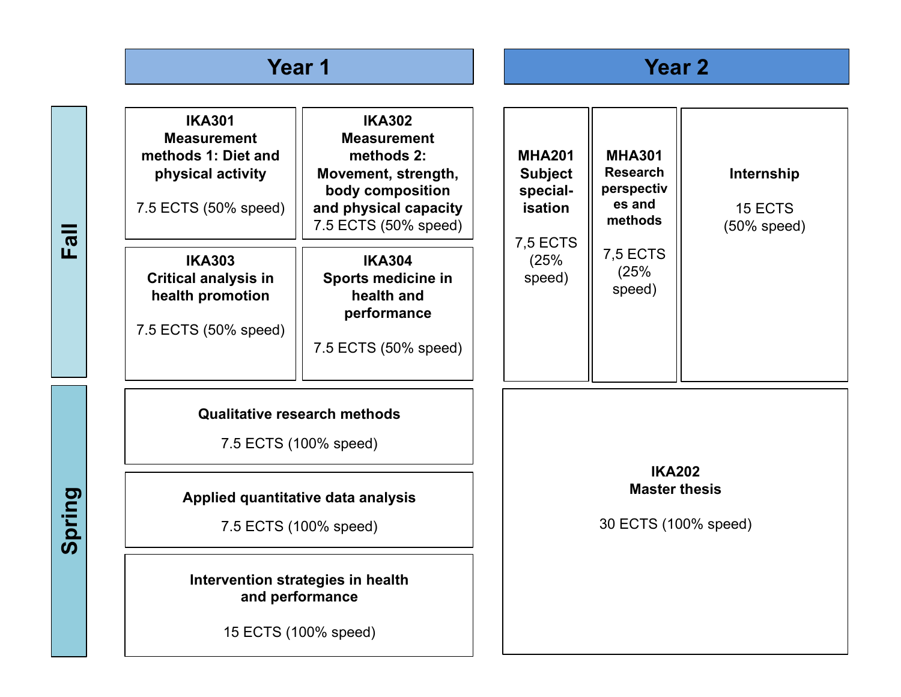| | Year 1 | | Year 2 | | |
|---|---|---|---|---|---|
| **Fall** | **IKA301 Measurement methods 1: Diet and physical activity**<br>7.5 ECTS (50% speed) | **IKA302 Measurement methods 2: Movement, strength, body composition and physical capacity**<br>7.5 ECTS (50% speed) | **MHA201 Subject special-isation**<br>7,5 ECTS (25% speed) | **MHA301 Research perspectives and methods**<br>7,5 ECTS (25% speed) | **Internship**<br>15 ECTS (50% speed) |
| | **IKA303 Critical analysis in health promotion**<br>7.5 ECTS (50% speed) | **IKA304 Sports medicine in health and performance**<br>7.5 ECTS (50% speed) | | | |
| **Spring** | **Qualitative research methods**<br>7.5 ECTS (100% speed) | | **IKA202 Master thesis**<br>30 ECTS (100% speed) | | |
| | **Applied quantitative data analysis**<br>7.5 ECTS (100% speed) | | | | |
| | **Intervention strategies in health and performance**<br>15 ECTS (100% speed) | | | | |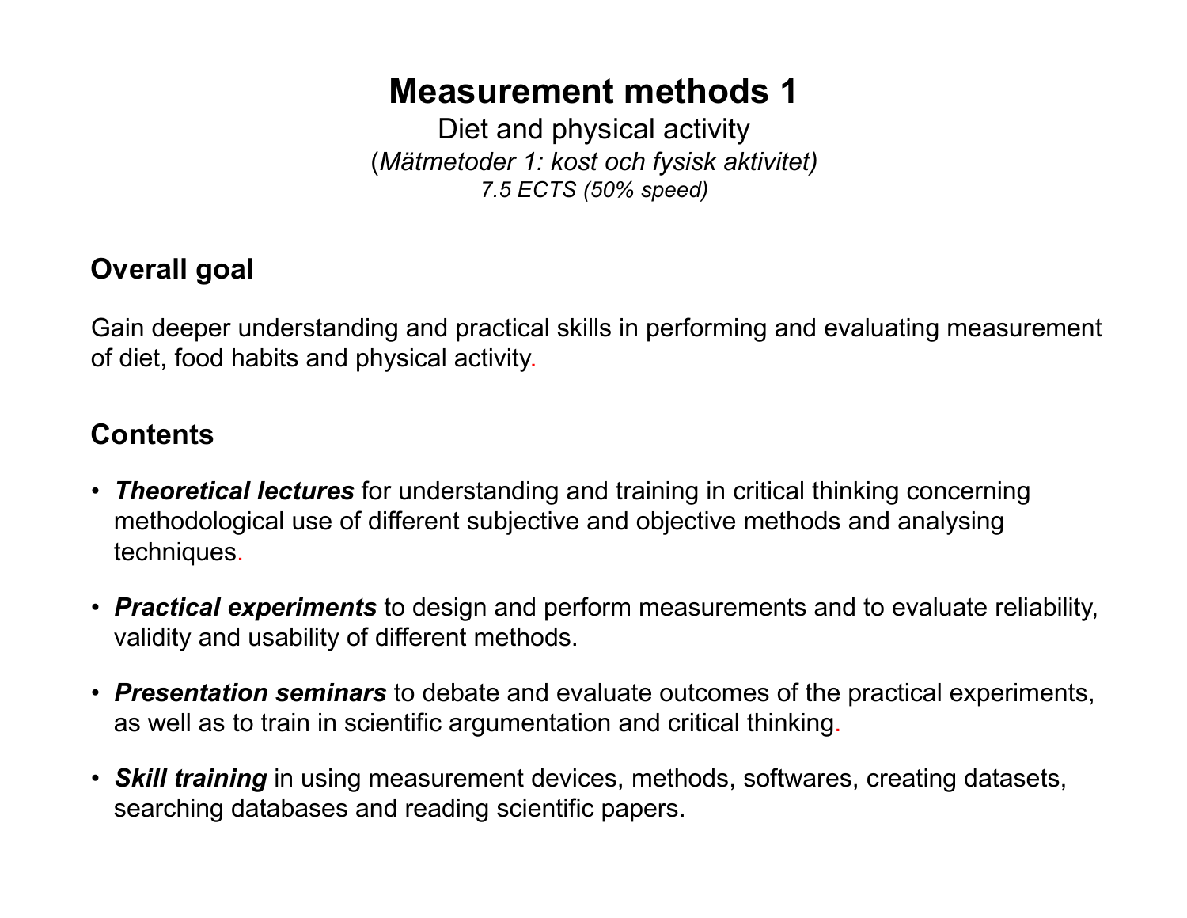# Measurement methods 1

Diet and physical activity

(*Mätmetoder 1: kost och fysisk aktivitet)*

*7.5 ECTS (50% speed)*

## Overall goal

Gain deeper understanding and practical skills in performing and evaluating measurement of diet, food habits and physical activity.

## Contents

- ***Theoretical lectures*** for understanding and training in critical thinking concerning methodological use of different subjective and objective methods and analysing techniques.
- ***Practical experiments*** to design and perform measurements and to evaluate reliability, validity and usability of different methods.
- ***Presentation seminars*** to debate and evaluate outcomes of the practical experiments, as well as to train in scientific argumentation and critical thinking.
- ***Skill training*** in using measurement devices, methods, softwares, creating datasets, searching databases and reading scientific papers.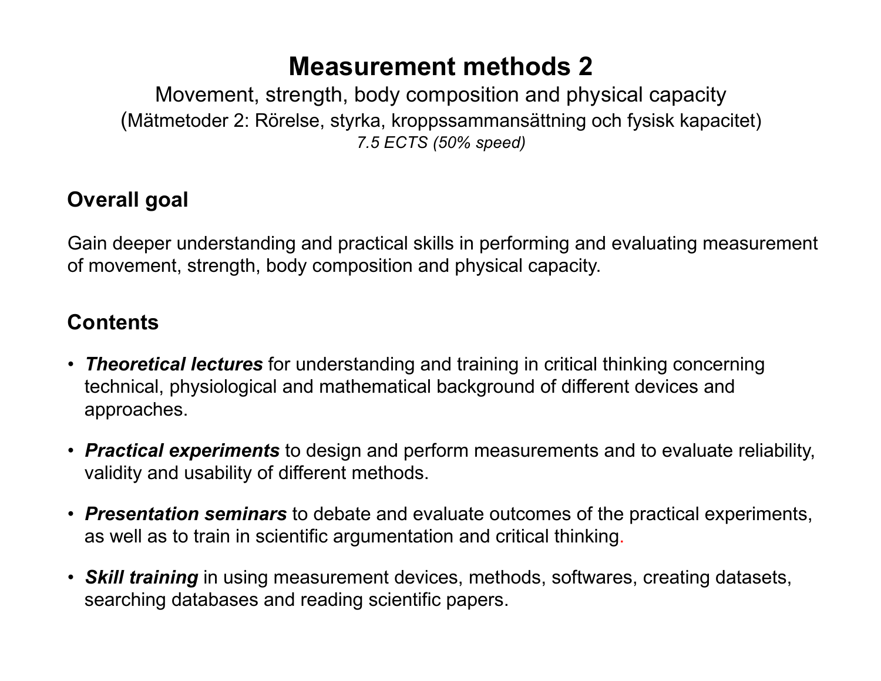# Measurement methods 2

Movement, strength, body composition and physical capacity

(Mätmetoder 2: Rörelse, styrka, kroppssammansättning och fysisk kapacitet)

*7.5 ECTS (50% speed)*

## Overall goal

Gain deeper understanding and practical skills in performing and evaluating measurement of movement, strength, body composition and physical capacity.

## Contents

- ***Theoretical lectures*** for understanding and training in critical thinking concerning technical, physiological and mathematical background of different devices and approaches.
- ***Practical experiments*** to design and perform measurements and to evaluate reliability, validity and usability of different methods.
- ***Presentation seminars*** to debate and evaluate outcomes of the practical experiments, as well as to train in scientific argumentation and critical thinking.
- ***Skill training*** in using measurement devices, methods, softwares, creating datasets, searching databases and reading scientific papers.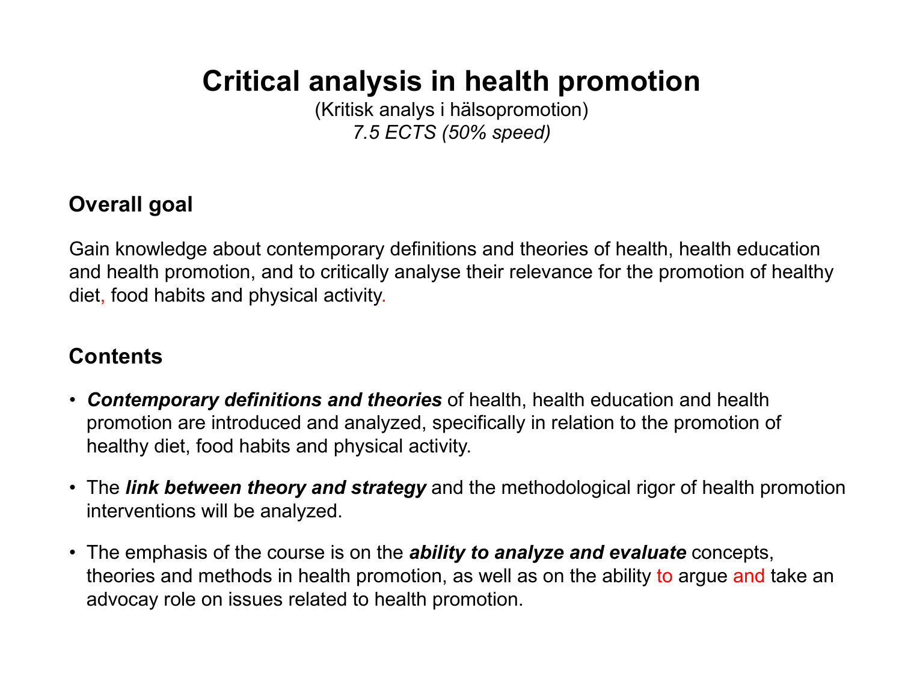# Critical analysis in health promotion

(Kritisk analys i hälsopromotion)
*7.5 ECTS (50% speed)*

## Overall goal

Gain knowledge about contemporary definitions and theories of health, health education and health promotion, and to critically analyse their relevance for the promotion of healthy diet, food habits and physical activity.

## Contents

- ***Contemporary definitions and theories*** of health, health education and health promotion are introduced and analyzed, specifically in relation to the promotion of healthy diet, food habits and physical activity.
- The ***link between theory and strategy*** and the methodological rigor of health promotion interventions will be analyzed.
- The emphasis of the course is on the ***ability to analyze and evaluate*** concepts, theories and methods in health promotion, as well as on the ability to argue and take an advocay role on issues related to health promotion.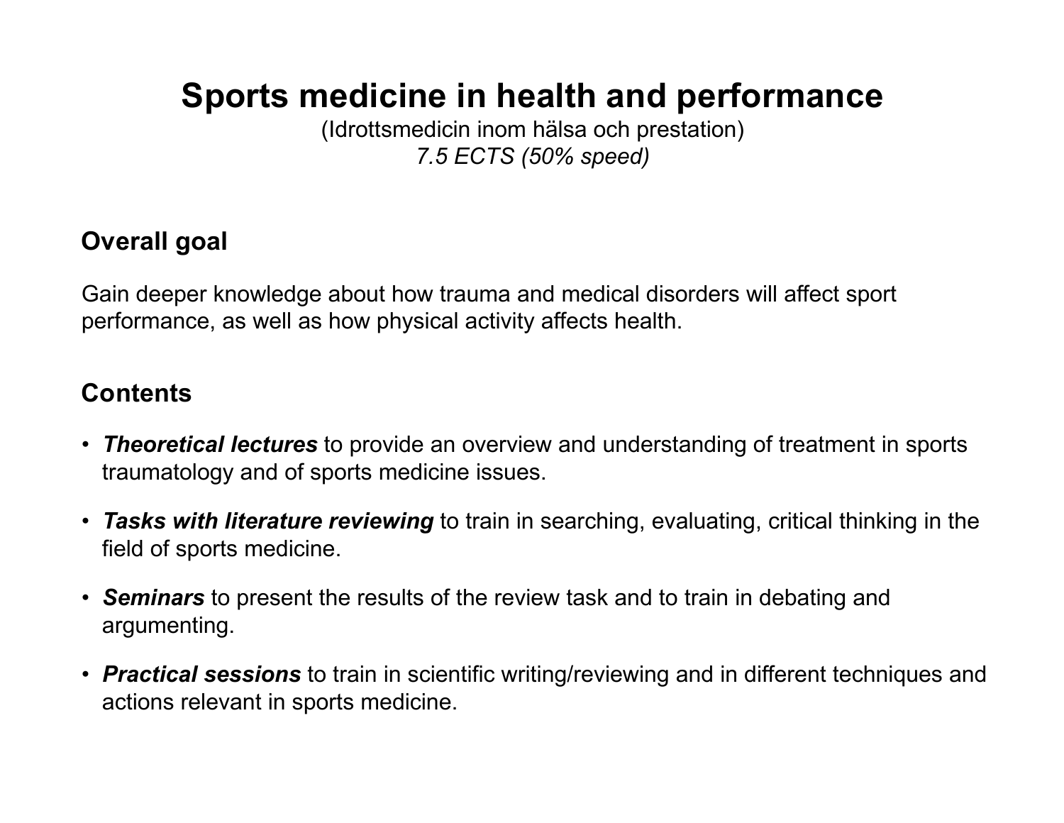# Sports medicine in health and performance

(Idrottsmedicin inom hälsa och prestation)
*7.5 ECTS (50% speed)*

## Overall goal

Gain deeper knowledge about how trauma and medical disorders will affect sport performance, as well as how physical activity affects health.

## Contents

- ***Theoretical lectures*** to provide an overview and understanding of treatment in sports traumatology and of sports medicine issues.
- ***Tasks with literature reviewing*** to train in searching, evaluating, critical thinking in the field of sports medicine.
- ***Seminars*** to present the results of the review task and to train in debating and argumenting.
- ***Practical sessions*** to train in scientific writing/reviewing and in different techniques and actions relevant in sports medicine.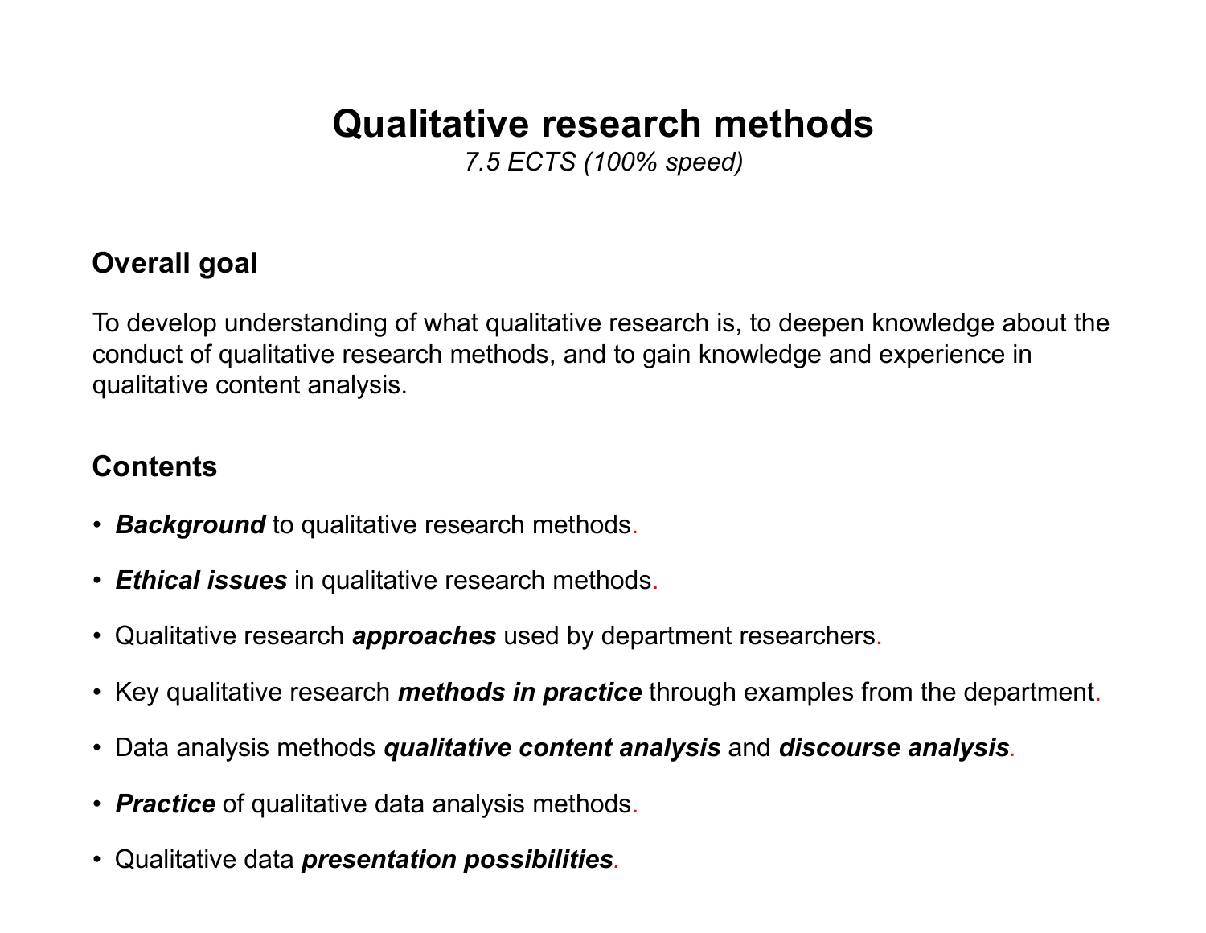# Qualitative research methods

*7.5 ECTS (100% speed)*

## Overall goal

To develop understanding of what qualitative research is, to deepen knowledge about the conduct of qualitative research methods, and to gain knowledge and experience in qualitative content analysis.

## Contents

- ***Background*** to qualitative research methods.
- ***Ethical issues*** in qualitative research methods.
- Qualitative research ***approaches*** used by department researchers.
- Key qualitative research ***methods in practice*** through examples from the department.
- Data analysis methods ***qualitative content analysis*** and ***discourse analysis***.
- ***Practice*** of qualitative data analysis methods.
- Qualitative data ***presentation possibilities***.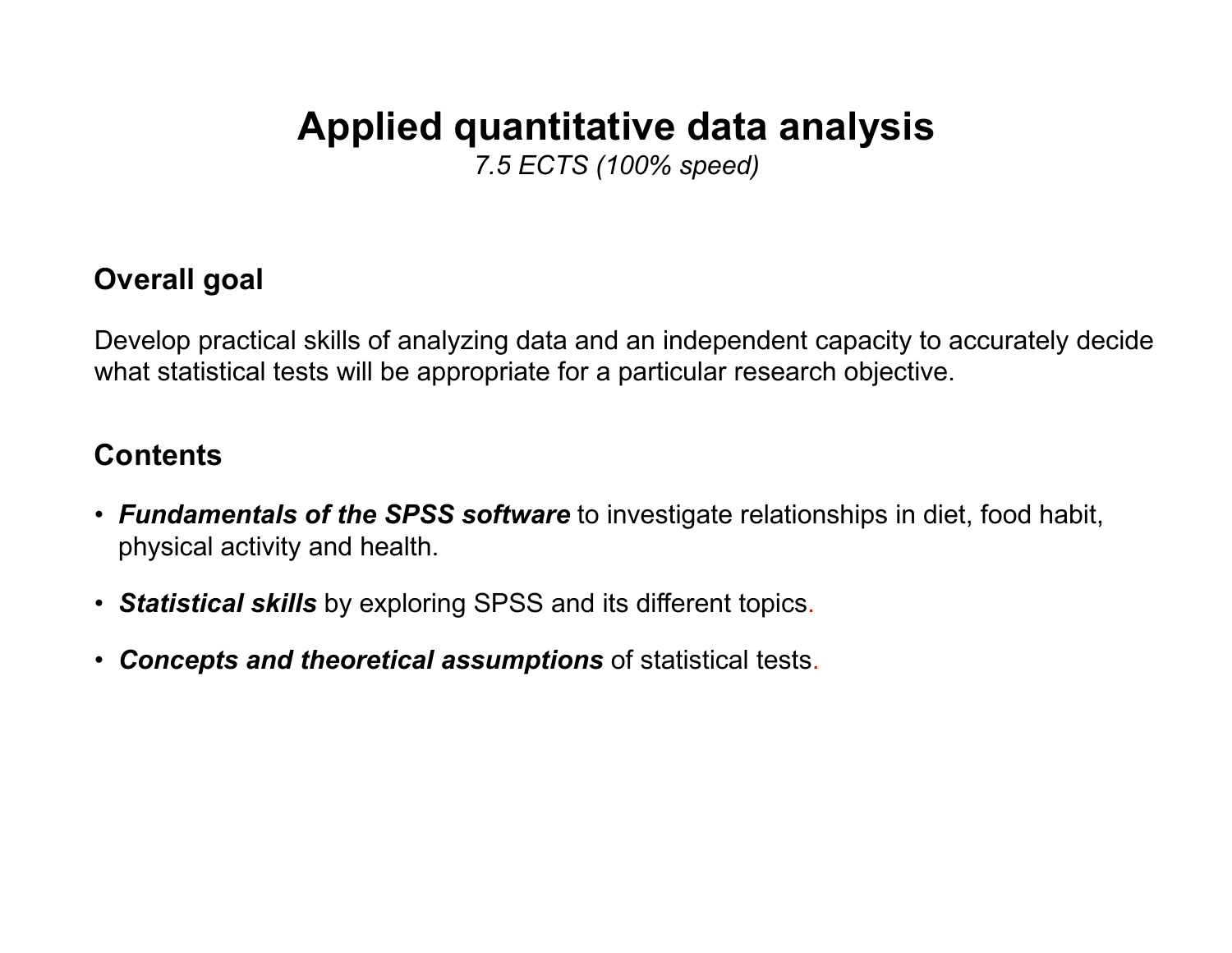# Applied quantitative data analysis

*7.5 ECTS (100% speed)*

## Overall goal

Develop practical skills of analyzing data and an independent capacity to accurately decide what statistical tests will be appropriate for a particular research objective.

## Contents

- ***Fundamentals of the SPSS software*** to investigate relationships in diet, food habit, physical activity and health.
- ***Statistical skills*** by exploring SPSS and its different topics.
- ***Concepts and theoretical assumptions*** of statistical tests.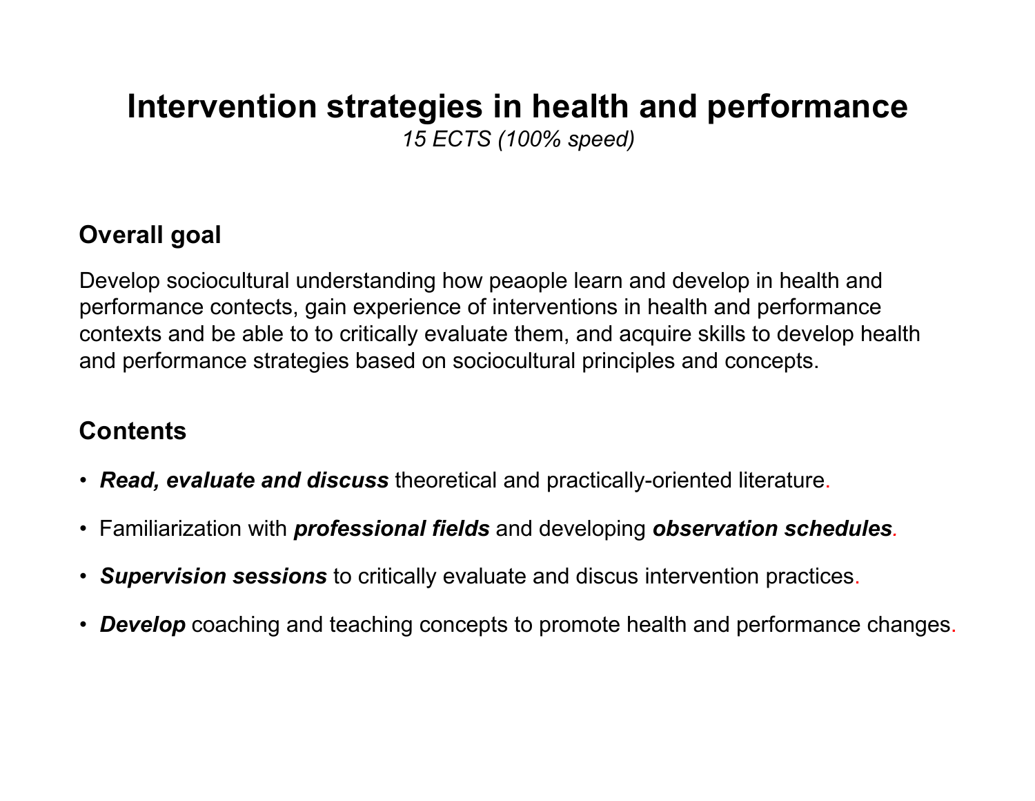# Intervention strategies in health and performance

*15 ECTS (100% speed)*

## Overall goal

Develop sociocultural understanding how peaople learn and develop in health and performance contects, gain experience of interventions in health and performance contexts and be able to to critically evaluate them, and acquire skills to develop health and performance strategies based on sociocultural principles and concepts.

## Contents

- ***Read, evaluate and discuss*** theoretical and practically-oriented literature.
- Familiarization with ***professional fields*** and developing ***observation schedules***.
- ***Supervision sessions*** to critically evaluate and discus intervention practices.
- ***Develop*** coaching and teaching concepts to promote health and performance changes.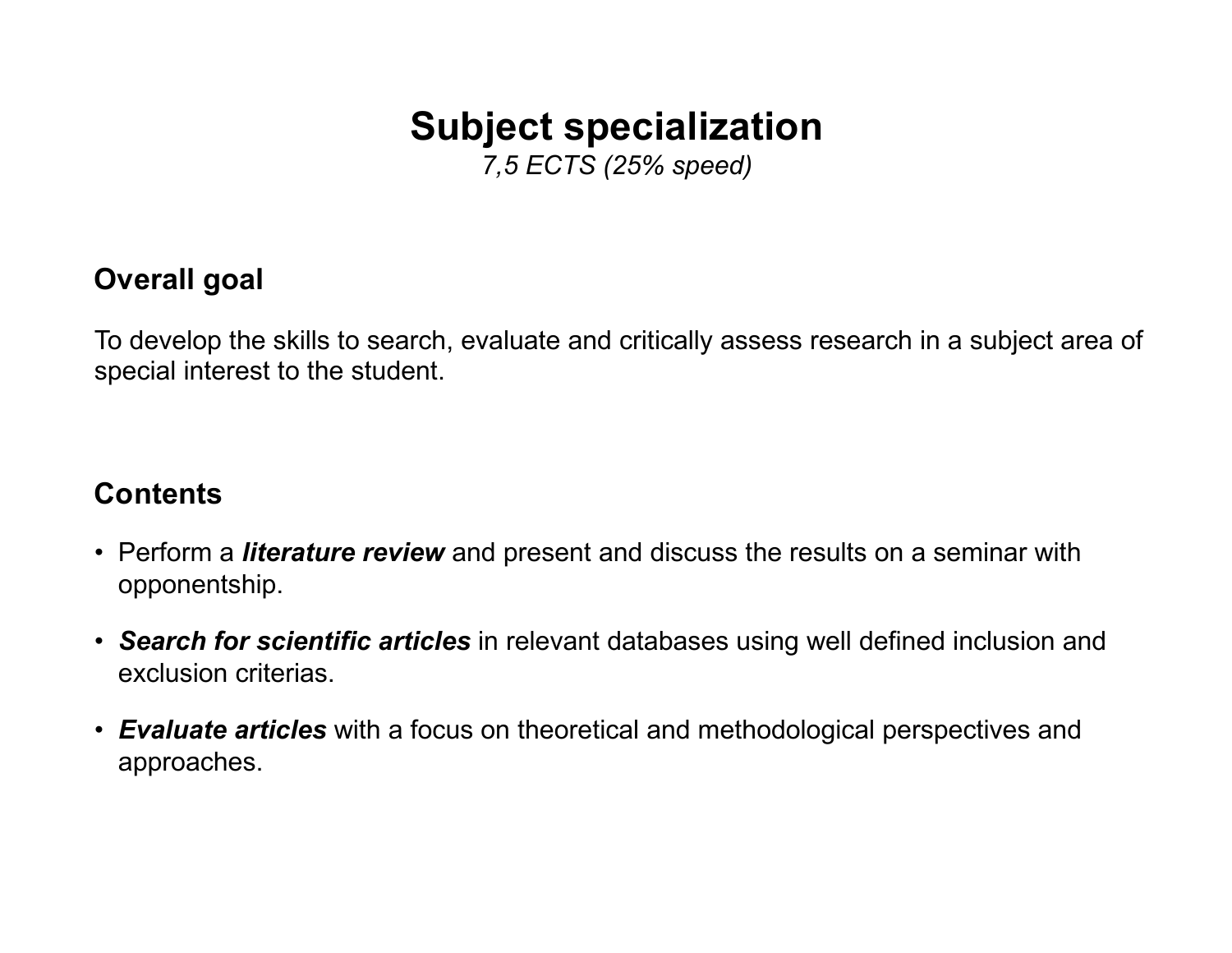# Subject specialization

*7,5 ECTS (25% speed)*

## Overall goal

To develop the skills to search, evaluate and critically assess research in a subject area of special interest to the student.

## Contents

- Perform a ***literature review*** and present and discuss the results on a seminar with opponentship.
- ***Search for scientific articles*** in relevant databases using well defined inclusion and exclusion criterias.
- ***Evaluate articles*** with a focus on theoretical and methodological perspectives and approaches.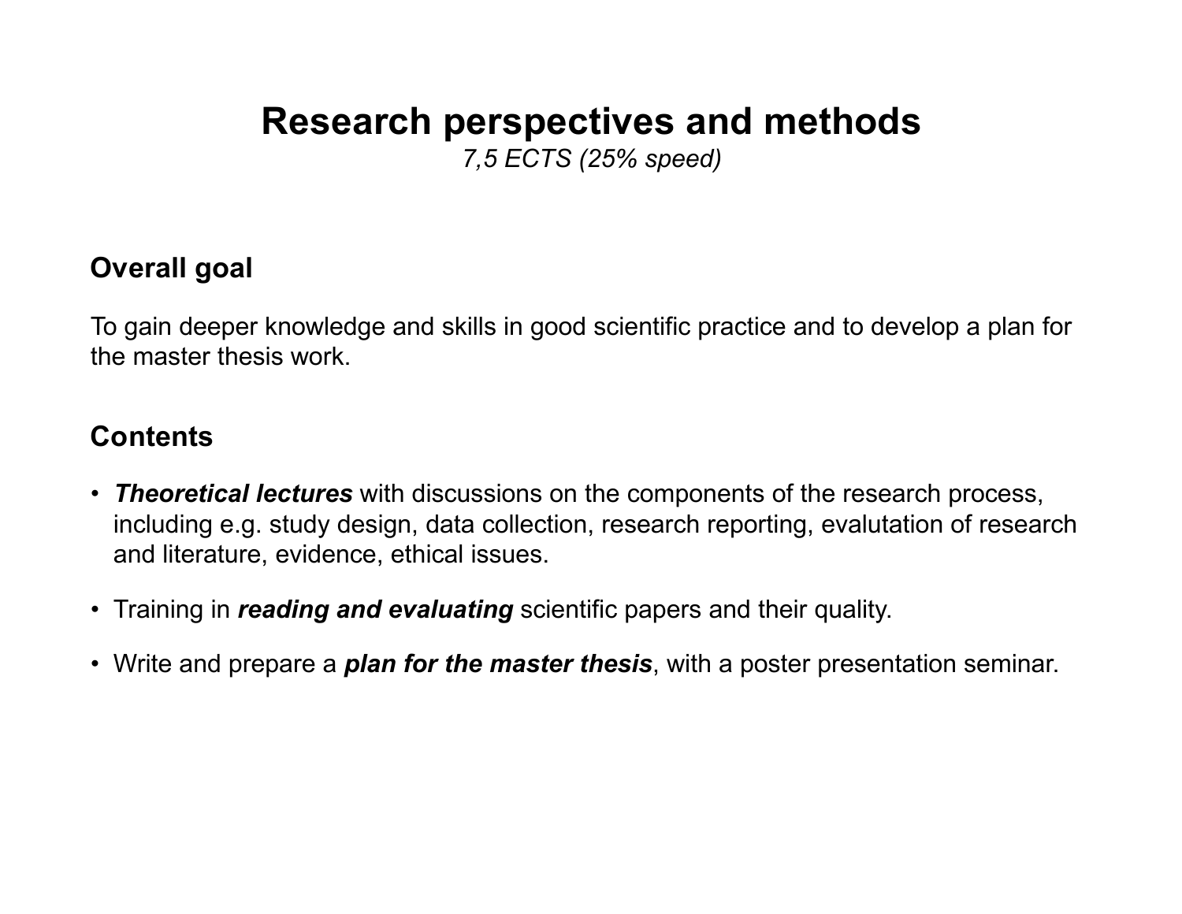# Research perspectives and methods

*7,5 ECTS (25% speed)*

## Overall goal

To gain deeper knowledge and skills in good scientific practice and to develop a plan for the master thesis work.

## Contents

- ***Theoretical lectures*** with discussions on the components of the research process, including e.g. study design, data collection, research reporting, evalutation of research and literature, evidence, ethical issues.
- Training in ***reading and evaluating*** scientific papers and their quality.
- Write and prepare a ***plan for the master thesis***, with a poster presentation seminar.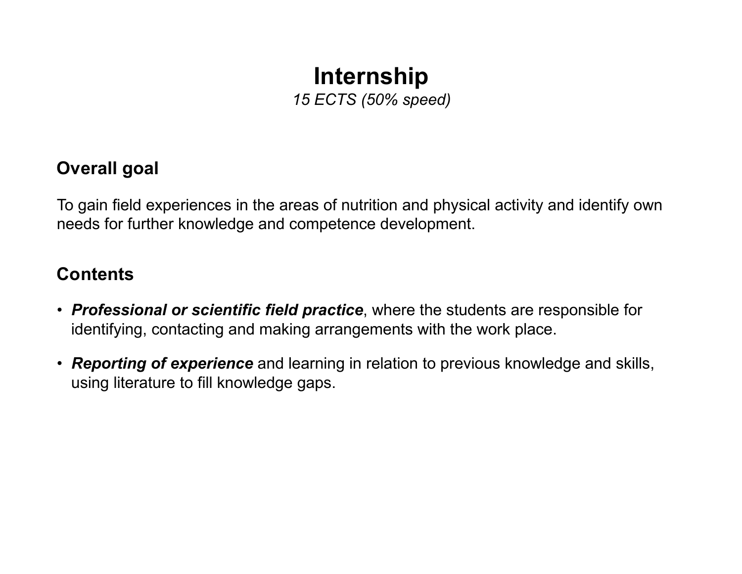# Internship

*15 ECTS (50% speed)*

## Overall goal

To gain field experiences in the areas of nutrition and physical activity and identify own needs for further knowledge and competence development.

## Contents

- ***Professional or scientific field practice***, where the students are responsible for identifying, contacting and making arrangements with the work place.
- ***Reporting of experience*** and learning in relation to previous knowledge and skills, using literature to fill knowledge gaps.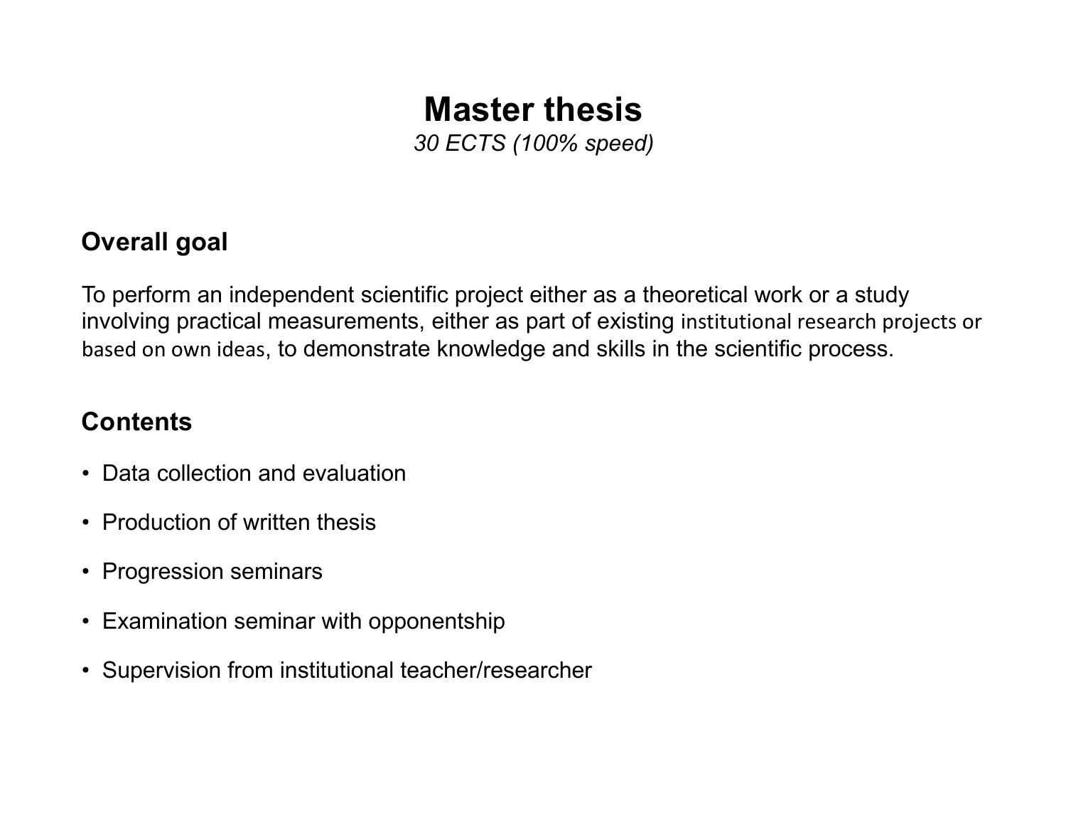# Master thesis

*30 ECTS (100% speed)*

## Overall goal

To perform an independent scientific project either as a theoretical work or a study involving practical measurements, either as part of existing institutional research projects or based on own ideas, to demonstrate knowledge and skills in the scientific process.

## Contents

- Data collection and evaluation
- Production of written thesis
- Progression seminars
- Examination seminar with opponentship
- Supervision from institutional teacher/researcher